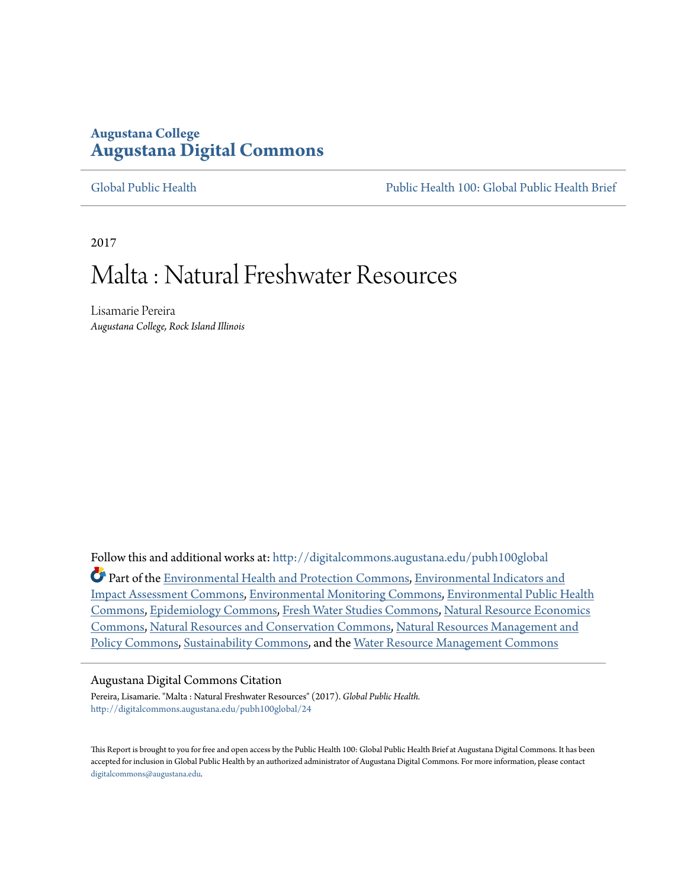**Augustana College**
**Augustana Digital Commons**

Global Public Health | Public Health 100: Global Public Health Brief

2017

# Malta : Natural Freshwater Resources

Lisamarie Pereira
*Augustana College, Rock Island Illinois*

Follow this and additional works at: http://digitalcommons.augustana.edu/pubh100global

Part of the Environmental Health and Protection Commons, Environmental Indicators and Impact Assessment Commons, Environmental Monitoring Commons, Environmental Public Health Commons, Epidemiology Commons, Fresh Water Studies Commons, Natural Resource Economics Commons, Natural Resources and Conservation Commons, Natural Resources Management and Policy Commons, Sustainability Commons, and the Water Resource Management Commons

## Augustana Digital Commons Citation

Pereira, Lisamarie. "Malta : Natural Freshwater Resources" (2017). *Global Public Health.*
http://digitalcommons.augustana.edu/pubh100global/24

This Report is brought to you for free and open access by the Public Health 100: Global Public Health Brief at Augustana Digital Commons. It has been accepted for inclusion in Global Public Health by an authorized administrator of Augustana Digital Commons. For more information, please contact digitalcommons@augustana.edu.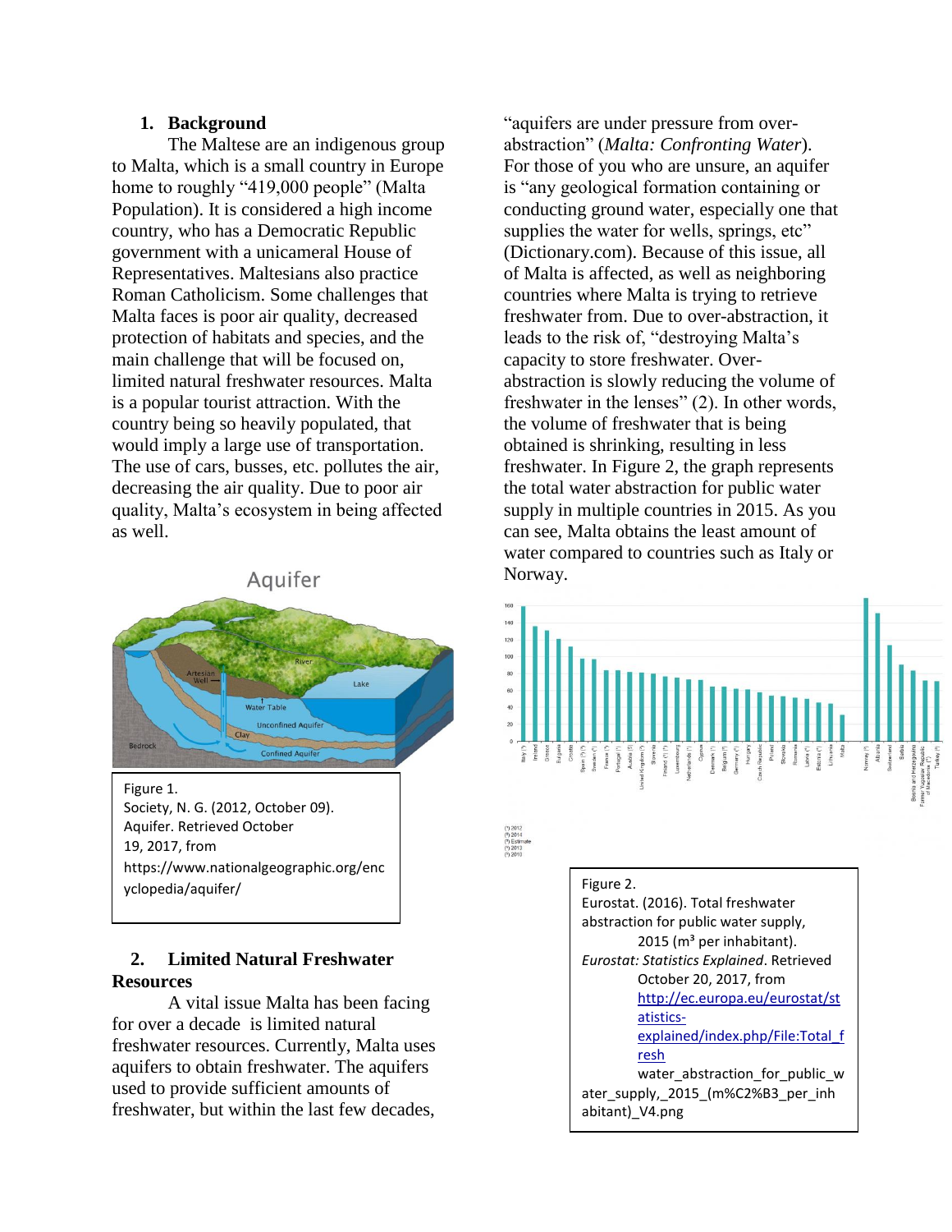## 1. Background

The Maltese are an indigenous group to Malta, which is a small country in Europe home to roughly "419,000 people" (Malta Population). It is considered a high income country, who has a Democratic Republic government with a unicameral House of Representatives. Maltesians also practice Roman Catholicism. Some challenges that Malta faces is poor air quality, decreased protection of habitats and species, and the main challenge that will be focused on, limited natural freshwater resources. Malta is a popular tourist attraction. With the country being so heavily populated, that would imply a large use of transportation. The use of cars, busses, etc. pollutes the air, decreasing the air quality. Due to poor air quality, Malta's ecosystem in being affected as well.

Figure 1.
Society, N. G. (2012, October 09). Aquifer. Retrieved October 19, 2017, from https://www.nationalgeographic.org/encyclopedia/aquifer/

## 2. Limited Natural Freshwater Resources

A vital issue Malta has been facing for over a decade is limited natural freshwater resources. Currently, Malta uses aquifers to obtain freshwater. The aquifers used to provide sufficient amounts of freshwater, but within the last few decades, "aquifers are under pressure from over-abstraction" (*Malta: Confronting Water*). For those of you who are unsure, an aquifer is "any geological formation containing or conducting ground water, especially one that supplies the water for wells, springs, etc" (Dictionary.com). Because of this issue, all of Malta is affected, as well as neighboring countries where Malta is trying to retrieve freshwater from. Due to over-abstraction, it leads to the risk of, "destroying Malta's capacity to store freshwater. Over-abstraction is slowly reducing the volume of freshwater in the lenses" (2). In other words, the volume of freshwater that is being obtained is shrinking, resulting in less freshwater. In Figure 2, the graph represents the total water abstraction for public water supply in multiple countries in 2015. As you can see, Malta obtains the least amount of water compared to countries such as Italy or Norway.

Figure 2.
Eurostat. (2016). Total freshwater abstraction for public water supply, 2015 (m³ per inhabitant). *Eurostat: Statistics Explained*. Retrieved October 20, 2017, from http://ec.europa.eu/eurostat/statistics-explained/index.php/File:Total_fresh water_abstraction_for_public_water_supply,_2015_(m%C2%B3_per_inhabitant)_V4.png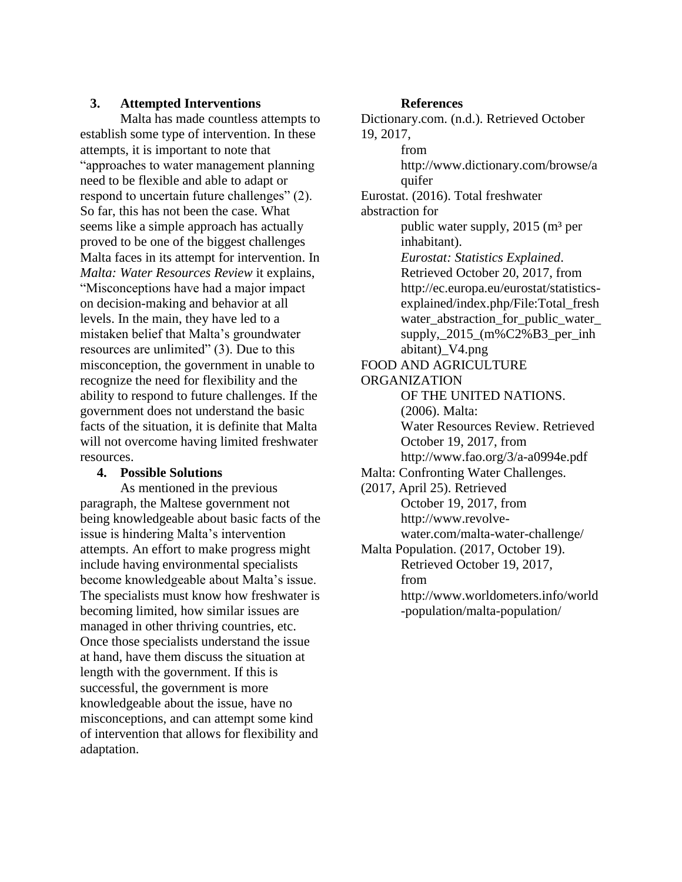### 3. Attempted Interventions

Malta has made countless attempts to establish some type of intervention. In these attempts, it is important to note that "approaches to water management planning need to be flexible and able to adapt or respond to uncertain future challenges" (2). So far, this has not been the case. What seems like a simple approach has actually proved to be one of the biggest challenges Malta faces in its attempt for intervention. In *Malta: Water Resources Review* it explains, "Misconceptions have had a major impact on decision-making and behavior at all levels. In the main, they have led to a mistaken belief that Malta's groundwater resources are unlimited" (3). Due to this misconception, the government in unable to recognize the need for flexibility and the ability to respond to future challenges. If the government does not understand the basic facts of the situation, it is definite that Malta will not overcome having limited freshwater resources.

### 4. Possible Solutions

As mentioned in the previous paragraph, the Maltese government not being knowledgeable about basic facts of the issue is hindering Malta's intervention attempts. An effort to make progress might include having environmental specialists become knowledgeable about Malta's issue. The specialists must know how freshwater is becoming limited, how similar issues are managed in other thriving countries, etc. Once those specialists understand the issue at hand, have them discuss the situation at length with the government. If this is successful, the government is more knowledgeable about the issue, have no misconceptions, and can attempt some kind of intervention that allows for flexibility and adaptation.

### References

Dictionary.com. (n.d.). Retrieved October 19, 2017, from http://www.dictionary.com/browse/aquifer

Eurostat. (2016). Total freshwater abstraction for public water supply, 2015 (m³ per inhabitant). *Eurostat: Statistics Explained*. Retrieved October 20, 2017, from http://ec.europa.eu/eurostat/statistics-explained/index.php/File:Total_freshwater_abstraction_for_public_water_supply,_2015_(m%C2%B3_per_inhabitant)_V4.png

FOOD AND AGRICULTURE ORGANIZATION OF THE UNITED NATIONS. (2006). Malta: Water Resources Review. Retrieved October 19, 2017, from http://www.fao.org/3/a-a0994e.pdf

Malta: Confronting Water Challenges. (2017, April 25). Retrieved October 19, 2017, from http://www.revolve-water.com/malta-water-challenge/

Malta Population. (2017, October 19). Retrieved October 19, 2017, from http://www.worldometers.info/world-population/malta-population/